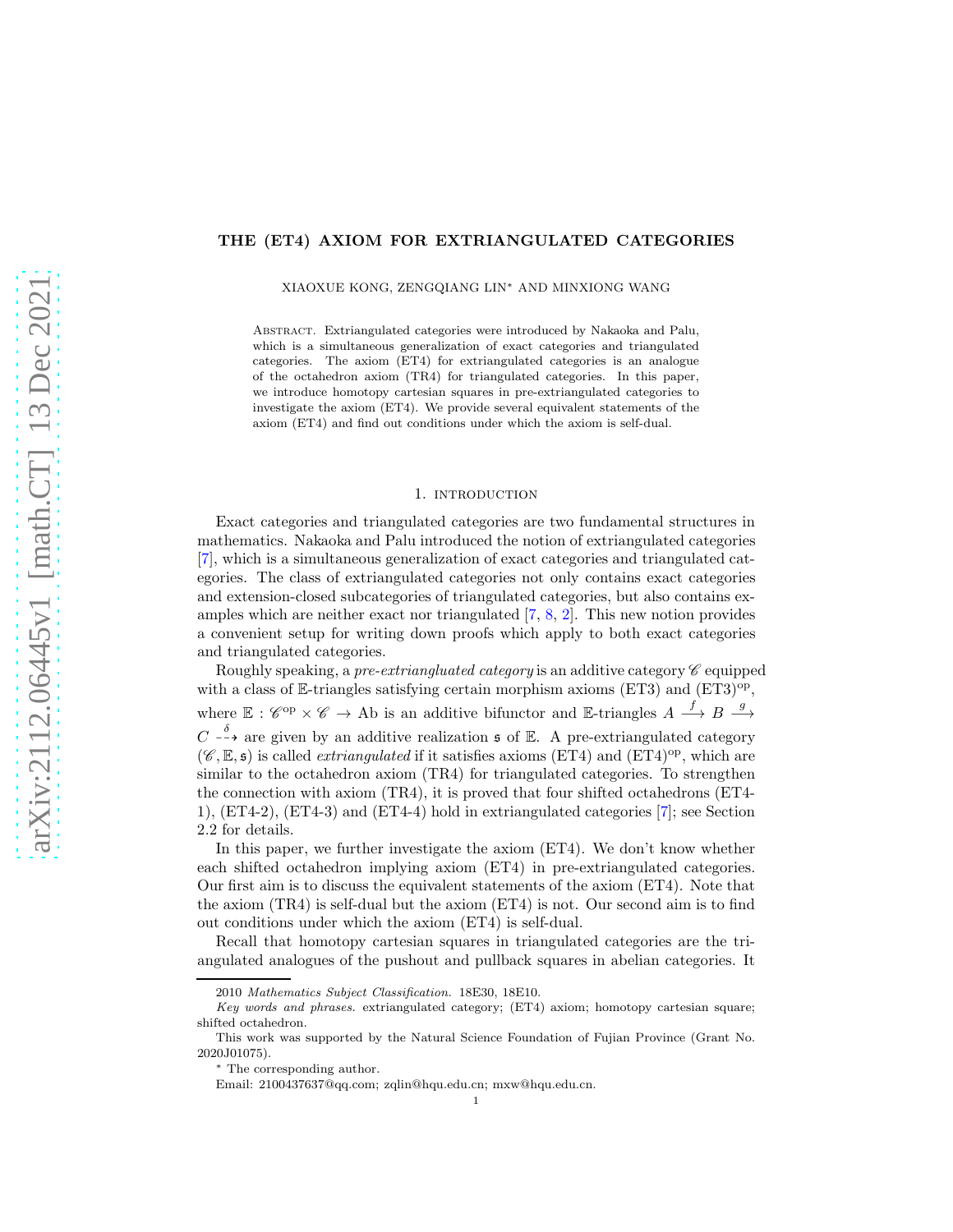# THE (ET4) AXIOM FOR EXTRIANGULATED CATEGORIES

XIAOXUE KONG, ZENGQIANG LIN* AND MINXIONG WANG

Abstract. Extriangulated categories were introduced by Nakaoka and Palu, which is a simultaneous generalization of exact categories and triangulated categories. The axiom (ET4) for extriangulated categories is an analogue of the octahedron axiom (TR4) for triangulated categories. In this paper, we introduce homotopy cartesian squares in pre-extriangulated categories to investigate the axiom (ET4). We provide several equivalent statements of the axiom (ET4) and find out conditions under which the axiom is self-dual.

## 1. introduction

Exact categories and triangulated categories are two fundamental structures in mathematics. Nakaoka and Palu introduced the notion of extriangulated categories [7], which is a simultaneous generalization of exact categories and triangulated categories. The class of extriangulated categories not only contains exact categories and extension-closed subcategories of triangulated categories, but also contains examples which are neither exact nor triangulated [7, 8, 2]. This new notion provides a convenient setup for writing down proofs which apply to both exact categories and triangulated categories.

Roughly speaking, a *pre-extriangluated category* is an additive category $\mathscr{C}$ equipped with a class of $\mathbb{E}$-triangles satisfying certain morphism axioms (ET3) and (ET3)$^{\rm op}$, where $\mathbb{E}: \mathscr{C}^{\rm op}\times\mathscr{C}\to \mathrm{Ab}$ is an additive bifunctor and $\mathbb{E}$-triangles $A\xrightarrow{f}B\xrightarrow{g}C\overset{\delta}{\dashrightarrow}$ are given by an additive realization $\mathfrak{s}$ of $\mathbb{E}$. A pre-extriangulated category $(\mathscr{C},\mathbb{E},\mathfrak{s})$ is called *extriangulated* if it satisfies axioms (ET4) and (ET4)$^{\rm op}$, which are similar to the octahedron axiom (TR4) for triangulated categories. To strengthen the connection with axiom (TR4), it is proved that four shifted octahedrons (ET4-1), (ET4-2), (ET4-3) and (ET4-4) hold in extriangulated categories [7]; see Section 2.2 for details.

In this paper, we further investigate the axiom (ET4). We don't know whether each shifted octahedron implying axiom (ET4) in pre-extriangulated categories. Our first aim is to discuss the equivalent statements of the axiom (ET4). Note that the axiom (TR4) is self-dual but the axiom (ET4) is not. Our second aim is to find out conditions under which the axiom (ET4) is self-dual.

Recall that homotopy cartesian squares in triangulated categories are the triangulated analogues of the pushout and pullback squares in abelian categories. It

---

2010 *Mathematics Subject Classification.* 18E30, 18E10.

*Key words and phrases.* extriangulated category; (ET4) axiom; homotopy cartesian square; shifted octahedron.

This work was supported by the Natural Science Foundation of Fujian Province (Grant No. 2020J01075).

\* The corresponding author.

Email: 2100437637@qq.com; zqlin@hqu.edu.cn; mxw@hqu.edu.cn.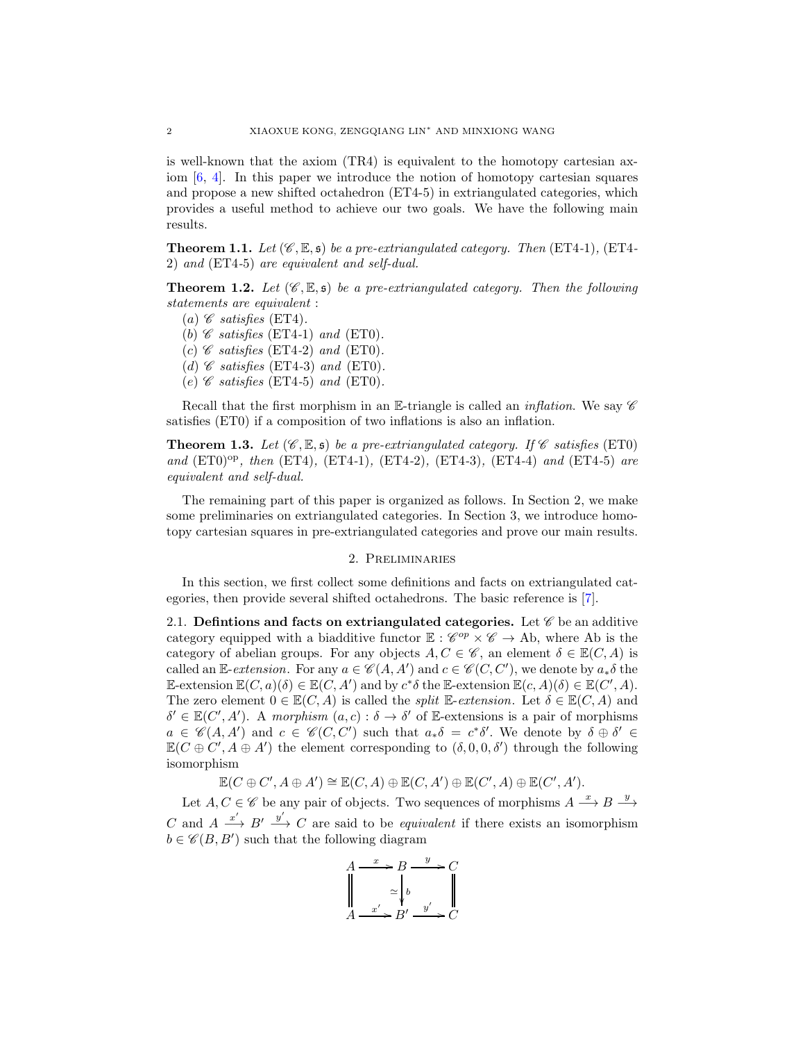is well-known that the axiom (TR4) is equivalent to the homotopy cartesian axiom [6, 4]. In this paper we introduce the notion of homotopy cartesian squares and propose a new shifted octahedron (ET4-5) in extriangulated categories, which provides a useful method to achieve our two goals. We have the following main results.

**Theorem 1.1.** *Let $(\mathscr{C}, \mathbb{E}, \mathfrak{s})$ be a pre-extriangulated category. Then* (ET4-1)*,* (ET4-2) *and* (ET4-5) *are equivalent and self-dual.*

**Theorem 1.2.** *Let $(\mathscr{C}, \mathbb{E}, \mathfrak{s})$ be a pre-extriangulated category. Then the following statements are equivalent :*

(*a*) *$\mathscr{C}$ satisfies* (ET4)*.*
(*b*) *$\mathscr{C}$ satisfies* (ET4-1) *and* (ET0)*.*
(*c*) *$\mathscr{C}$ satisfies* (ET4-2) *and* (ET0)*.*
(*d*) *$\mathscr{C}$ satisfies* (ET4-3) *and* (ET0)*.*
(*e*) *$\mathscr{C}$ satisfies* (ET4-5) *and* (ET0)*.*

Recall that the first morphism in an $\mathbb{E}$-triangle is called an *inflation*. We say $\mathscr{C}$ satisfies (ET0) if a composition of two inflations is also an inflation.

**Theorem 1.3.** *Let $(\mathscr{C}, \mathbb{E}, \mathfrak{s})$ be a pre-extriangulated category. If $\mathscr{C}$ satisfies* (ET0) *and* $(\mathrm{ET0})^{\mathrm{op}}$*, then* (ET4)*,* (ET4-1)*,* (ET4-2)*,* (ET4-3)*,* (ET4-4) *and* (ET4-5) *are equivalent and self-dual.*

The remaining part of this paper is organized as follows. In Section 2, we make some preliminaries on extriangulated categories. In Section 3, we introduce homotopy cartesian squares in pre-extriangulated categories and prove our main results.

## 2. Preliminaries

In this section, we first collect some definitions and facts on extriangulated categories, then provide several shifted octahedrons. The basic reference is [7].

### 2.1. Defintions and facts on extriangulated categories.

Let $\mathscr{C}$ be an additive category equipped with a biadditive functor $\mathbb{E} : \mathscr{C}^{op} \times \mathscr{C} \to \mathrm{Ab}$, where Ab is the category of abelian groups. For any objects $A, C \in \mathscr{C}$, an element $\delta \in \mathbb{E}(C, A)$ is called an $\mathbb{E}$-*extension*. For any $a \in \mathscr{C}(A, A')$ and $c \in \mathscr{C}(C, C')$, we denote by $a_*\delta$ the $\mathbb{E}$-extension $\mathbb{E}(C, a)(\delta) \in \mathbb{E}(C, A')$ and by $c^*\delta$ the $\mathbb{E}$-extension $\mathbb{E}(c, A)(\delta) \in \mathbb{E}(C', A)$. The zero element $0 \in \mathbb{E}(C, A)$ is called the *split* $\mathbb{E}$-*extension*. Let $\delta \in \mathbb{E}(C, A)$ and $\delta' \in \mathbb{E}(C', A')$. A *morphism* $(a, c) : \delta \to \delta'$ of $\mathbb{E}$-extensions is a pair of morphisms $a \in \mathscr{C}(A, A')$ and $c \in \mathscr{C}(C, C')$ such that $a_*\delta = c^*\delta'$. We denote by $\delta \oplus \delta' \in \mathbb{E}(C \oplus C', A \oplus A')$ the element corresponding to $(\delta, 0, 0, \delta')$ through the following isomorphism

$$\mathbb{E}(C \oplus C', A \oplus A') \cong \mathbb{E}(C, A) \oplus \mathbb{E}(C, A') \oplus \mathbb{E}(C', A) \oplus \mathbb{E}(C', A').$$

Let $A, C \in \mathscr{C}$ be any pair of objects. Two sequences of morphisms $A \xrightarrow{x} B \xrightarrow{y} C$ and $A \xrightarrow{x'} B' \xrightarrow{y'} C$ are said to be *equivalent* if there exists an isomorphism $b \in \mathscr{C}(B, B')$ such that the following diagram

$$\begin{array}{ccccc}
A & \xrightarrow{x} & B & \xrightarrow{y} & C \\
\| & & \simeq \downarrow b & & \| \\
A & \xrightarrow{x'} & B' & \xrightarrow{y'} & C
\end{array}$$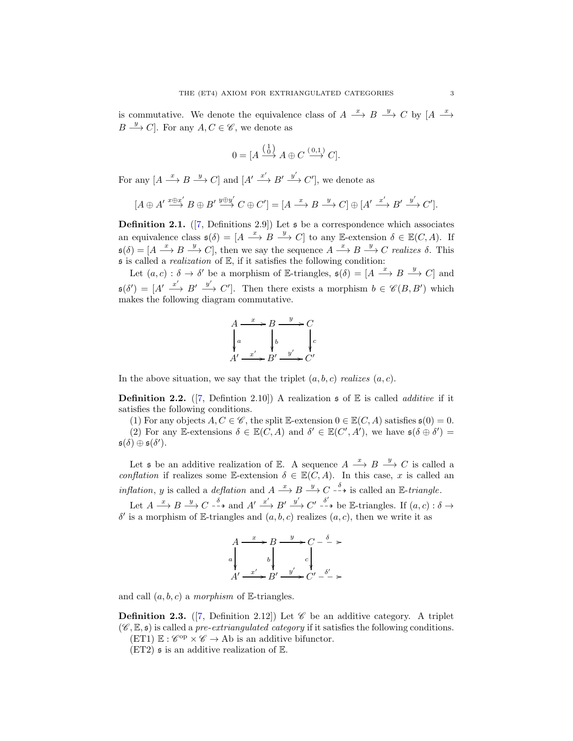is commutative. We denote the equivalence class of $A \xrightarrow{x} B \xrightarrow{y} C$ by $[A \xrightarrow{x} B \xrightarrow{y} C]$. For any $A, C \in \mathscr{C}$, we denote as

$$0 = [A \xrightarrow{\left(\begin{smallmatrix} 1 \\ 0 \end{smallmatrix}\right)} A \oplus C \xrightarrow{(0,1)} C].$$

For any $[A \xrightarrow{x} B \xrightarrow{y} C]$ and $[A' \xrightarrow{x'} B' \xrightarrow{y'} C']$, we denote as

$$[A \oplus A' \xrightarrow{x \oplus x'} B \oplus B' \xrightarrow{y \oplus y'} C \oplus C'] = [A \xrightarrow{x} B \xrightarrow{y} C] \oplus [A' \xrightarrow{x'} B' \xrightarrow{y'} C'].$$

**Definition 2.1.** ([7, Definitions 2.9]) Let $\mathfrak{s}$ be a correspondence which associates an equivalence class $\mathfrak{s}(\delta) = [A \xrightarrow{x} B \xrightarrow{y} C]$ to any $\mathbb{E}$-extension $\delta \in \mathbb{E}(C, A)$. If $\mathfrak{s}(\delta) = [A \xrightarrow{x} B \xrightarrow{y} C]$, then we say the sequence $A \xrightarrow{x} B \xrightarrow{y} C$ *realizes* $\delta$. This $\mathfrak{s}$ is called a *realization* of $\mathbb{E}$, if it satisfies the following condition:

Let $(a, c) : \delta \to \delta'$ be a morphism of $\mathbb{E}$-triangles, $\mathfrak{s}(\delta) = [A \xrightarrow{x} B \xrightarrow{y} C]$ and $\mathfrak{s}(\delta') = [A' \xrightarrow{x'} B' \xrightarrow{y'} C']$. Then there exists a morphism $b \in \mathscr{C}(B, B')$ which makes the following diagram commutative.

$$\begin{array}{ccccc}
A & \xrightarrow{x} & B & \xrightarrow{y} & C \\
\downarrow{\scriptstyle a} & & \downarrow{\scriptstyle b} & & \downarrow{\scriptstyle c} \\
A' & \xrightarrow{x'} & B' & \xrightarrow{y'} & C'
\end{array}$$

In the above situation, we say that the triplet $(a, b, c)$ *realizes* $(a, c)$.

**Definition 2.2.** ([7, Defintion 2.10]) A realization $\mathfrak{s}$ of $\mathbb{E}$ is called *additive* if it satisfies the following conditions.

(1) For any objects $A, C \in \mathscr{C}$, the split $\mathbb{E}$-extension $0 \in \mathbb{E}(C, A)$ satisfies $\mathfrak{s}(0) = 0$.

(2) For any $\mathbb{E}$-extensions $\delta \in \mathbb{E}(C, A)$ and $\delta' \in \mathbb{E}(C', A')$, we have $\mathfrak{s}(\delta \oplus \delta') = \mathfrak{s}(\delta) \oplus \mathfrak{s}(\delta')$.

Let $\mathfrak{s}$ be an additive realization of $\mathbb{E}$. A sequence $A \xrightarrow{x} B \xrightarrow{y} C$ is called a *conflation* if realizes some $\mathbb{E}$-extension $\delta \in \mathbb{E}(C, A)$. In this case, $x$ is called an *inflation*, $y$ is called a *deflation* and $A \xrightarrow{x} B \xrightarrow{y} C \overset{\delta}{\dashrightarrow}$ is called an $\mathbb{E}$-*triangle*.

Let $A \xrightarrow{x} B \xrightarrow{y} C \overset{\delta}{\dashrightarrow}$ and $A' \xrightarrow{x'} B' \xrightarrow{y'} C' \overset{\delta'}{\dashrightarrow}$ be $\mathbb{E}$-triangles. If $(a, c) : \delta \to \delta'$ is a morphism of $\mathbb{E}$-triangles and $(a, b, c)$ realizes $(a, c)$, then we write it as

$$\begin{array}{ccccccc}
A & \xrightarrow{x} & B & \xrightarrow{y} & C & \overset{\delta}{\dashrightarrow} & \\
{\scriptstyle a}\downarrow & & {\scriptstyle b}\downarrow & & {\scriptstyle c}\downarrow & & \\
A' & \xrightarrow{x'} & B' & \xrightarrow{y'} & C' & \overset{\delta'}{\dashrightarrow} &
\end{array}$$

and call $(a, b, c)$ a *morphism* of $\mathbb{E}$-triangles.

**Definition 2.3.** ([7, Definition 2.12]) Let $\mathscr{C}$ be an additive category. A triplet $(\mathscr{C}, \mathbb{E}, \mathfrak{s})$ is called a *pre-extriangulated category* if it satisfies the following conditions.

(ET1) $\mathbb{E} : \mathscr{C}^{\text{op}} \times \mathscr{C} \to \text{Ab}$ is an additive bifunctor.

(ET2) $\mathfrak{s}$ is an additive realization of $\mathbb{E}$.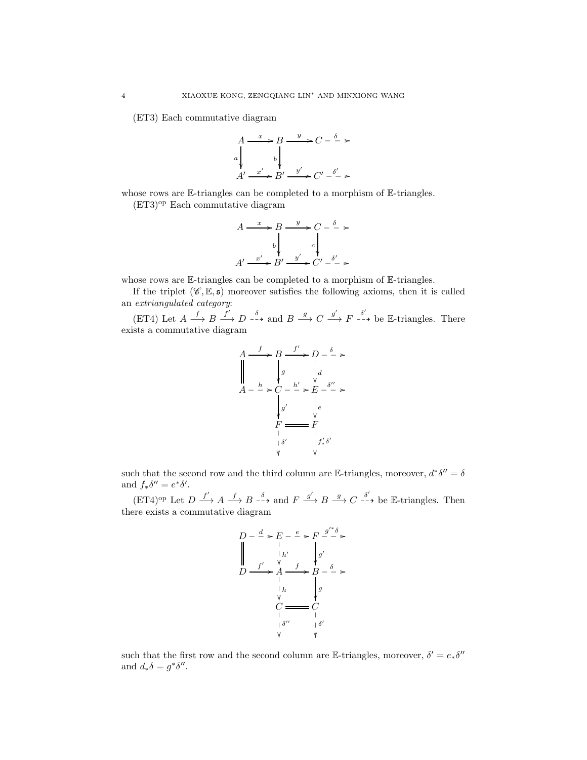(ET3) Each commutative diagram

$$\begin{array}{ccccccc}
A & \xrightarrow{x} & B & \xrightarrow{y} & C & \overset{\delta}{\dashrightarrow} & \\
{\scriptstyle a}\downarrow & & {\scriptstyle b}\downarrow & & & & \\
A' & \xrightarrow{x'} & B' & \xrightarrow{y'} & C' & \overset{\delta'}{\dashrightarrow} &
\end{array}$$

whose rows are $\mathbb{E}$-triangles can be completed to a morphism of $\mathbb{E}$-triangles.

(ET3)$^{\rm op}$ Each commutative diagram

$$\begin{array}{ccccccc}
A & \xrightarrow{x} & B & \xrightarrow{y} & C & \overset{\delta}{\dashrightarrow} & \\
 & & {\scriptstyle b}\downarrow & & {\scriptstyle c}\downarrow & & \\
A' & \xrightarrow{x'} & B' & \xrightarrow{y'} & C' & \overset{\delta'}{\dashrightarrow} &
\end{array}$$

whose rows are $\mathbb{E}$-triangles can be completed to a morphism of $\mathbb{E}$-triangles.

If the triplet $(\mathscr{C}, \mathbb{E}, \mathfrak{s})$ moreover satisfies the following axioms, then it is called an *extriangulated category*:

(ET4) Let $A \xrightarrow{f} B \xrightarrow{f'} D \overset{\delta}{\dashrightarrow}$ and $B \xrightarrow{g} C \xrightarrow{g'} F \overset{\delta'}{\dashrightarrow}$ be $\mathbb{E}$-triangles. There exists a commutative diagram

$$\begin{array}{ccccccc}
A & \xrightarrow{f} & B & \xrightarrow{f'} & D & \overset{\delta}{\dashrightarrow} & \\
\| & & {\scriptstyle g}\downarrow & & {\scriptstyle d}\downarrow & & \\
A & \overset{h}{\dashrightarrow} & C & \overset{h'}{\dashrightarrow} & E & \overset{\delta''}{\dashrightarrow} & \\
 & & {\scriptstyle g'}\downarrow & & {\scriptstyle e}\downarrow & & \\
 & & F & = & F & & \\
 & & {\scriptstyle \delta'}\downarrow & & {\scriptstyle f'_*\delta'}\downarrow & &
\end{array}$$

such that the second row and the third column are $\mathbb{E}$-triangles, moreover, $d^*\delta'' = \delta$ and $f_*\delta'' = e^*\delta'$.

(ET4)$^{\rm op}$ Let $D \xrightarrow{f'} A \xrightarrow{f} B \overset{\delta}{\dashrightarrow}$ and $F \xrightarrow{g'} B \xrightarrow{g} C \overset{\delta'}{\dashrightarrow}$ be $\mathbb{E}$-triangles. Then there exists a commutative diagram

$$\begin{array}{ccccccc}
D & \overset{d}{\dashrightarrow} & E & \overset{e}{\dashrightarrow} & F & \overset{g'^*\delta}{\dashrightarrow} & \\
\| & & {\scriptstyle h'}\downarrow & & {\scriptstyle g'}\downarrow & & \\
D & \xrightarrow{f'} & A & \xrightarrow{f} & B & \overset{\delta}{\dashrightarrow} & \\
 & & {\scriptstyle h}\downarrow & & {\scriptstyle g}\downarrow & & \\
 & & C & = & C & & \\
 & & {\scriptstyle \delta''}\downarrow & & {\scriptstyle \delta'}\downarrow & &
\end{array}$$

such that the first row and the second column are $\mathbb{E}$-triangles, moreover, $\delta' = e_*\delta''$ and $d_*\delta = g^*\delta''$.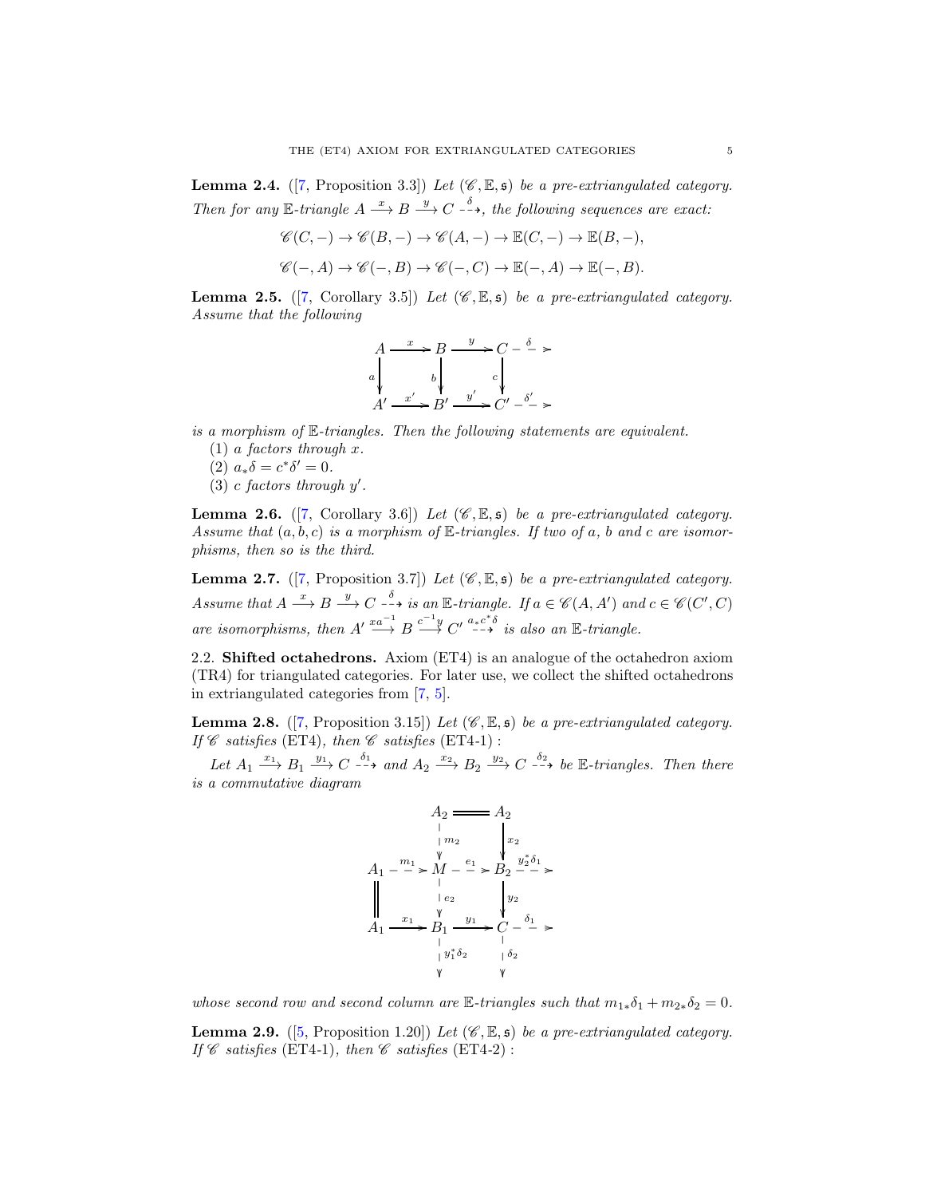**Lemma 2.4.** ([7, Proposition 3.3]) *Let $(\mathscr{C}, \mathbb{E}, \mathfrak{s})$ be a pre-extriangulated category. Then for any $\mathbb{E}$-triangle $A \xrightarrow{x} B \xrightarrow{y} C \overset{\delta}{\dashrightarrow}$, the following sequences are exact:*

$$\mathscr{C}(C,-) \to \mathscr{C}(B,-) \to \mathscr{C}(A,-) \to \mathbb{E}(C,-) \to \mathbb{E}(B,-),$$

$$\mathscr{C}(-,A) \to \mathscr{C}(-,B) \to \mathscr{C}(-,C) \to \mathbb{E}(-,A) \to \mathbb{E}(-,B).$$

**Lemma 2.5.** ([7, Corollary 3.5]) *Let $(\mathscr{C}, \mathbb{E}, \mathfrak{s})$ be a pre-extriangulated category. Assume that the following*

$$\begin{array}{ccccccc}
A & \xrightarrow{x} & B & \xrightarrow{y} & C & \overset{\delta}{\dashrightarrow} & \\
{\scriptstyle a}\downarrow & & {\scriptstyle b}\downarrow & & {\scriptstyle c}\downarrow & & \\
A' & \xrightarrow{x'} & B' & \xrightarrow{y'} & C' & \overset{\delta'}{\dashrightarrow} &
\end{array}$$

*is a morphism of $\mathbb{E}$-triangles. Then the following statements are equivalent.*

(1) *$a$ factors through $x$.*

(2) *$a_*\delta = c^*\delta' = 0$.*

(3) *$c$ factors through $y'$.*

**Lemma 2.6.** ([7, Corollary 3.6]) *Let $(\mathscr{C}, \mathbb{E}, \mathfrak{s})$ be a pre-extriangulated category. Assume that $(a, b, c)$ is a morphism of $\mathbb{E}$-triangles. If two of $a$, $b$ and $c$ are isomorphisms, then so is the third.*

**Lemma 2.7.** ([7, Proposition 3.7]) *Let $(\mathscr{C}, \mathbb{E}, \mathfrak{s})$ be a pre-extriangulated category. Assume that $A \xrightarrow{x} B \xrightarrow{y} C \overset{\delta}{\dashrightarrow}$ is an $\mathbb{E}$-triangle. If $a \in \mathscr{C}(A, A')$ and $c \in \mathscr{C}(C', C)$ are isomorphisms, then $A' \xrightarrow{xa^{-1}} B \xrightarrow{c^{-1}y} C' \overset{a_*c^*\delta}{\dashrightarrow}$ is also an $\mathbb{E}$-triangle.*

2.2. **Shifted octahedrons.** Axiom (ET4) is an analogue of the octahedron axiom (TR4) for triangulated categories. For later use, we collect the shifted octahedrons in extriangulated categories from [7, 5].

**Lemma 2.8.** ([7, Proposition 3.15]) *Let $(\mathscr{C}, \mathbb{E}, \mathfrak{s})$ be a pre-extriangulated category. If $\mathscr{C}$ satisfies* (ET4)*, then $\mathscr{C}$ satisfies* (ET4-1) *:*

*Let $A_1 \xrightarrow{x_1} B_1 \xrightarrow{y_1} C \overset{\delta_1}{\dashrightarrow}$ and $A_2 \xrightarrow{x_2} B_2 \xrightarrow{y_2} C \overset{\delta_2}{\dashrightarrow}$ be $\mathbb{E}$-triangles. Then there is a commutative diagram*

$$\begin{array}{ccccccc}
 & & A_2 & = & A_2 & & \\
 & & {\scriptstyle m_2}\downarrow & & \downarrow{\scriptstyle x_2} & & \\
A_1 & \overset{m_1}{\dashrightarrow} & M & \overset{e_1}{\dashrightarrow} & B_2 & \overset{y_2^*\delta_1}{\dashrightarrow} & \\
\| & & {\scriptstyle e_2}\downarrow & & \downarrow{\scriptstyle y_2} & & \\
A_1 & \xrightarrow{x_1} & B_1 & \xrightarrow{y_1} & C & \overset{\delta_1}{\dashrightarrow} & \\
 & & {\scriptstyle y_1^*\delta_2}\downarrow & & \downarrow{\scriptstyle \delta_2} & &
\end{array}$$

*whose second row and second column are $\mathbb{E}$-triangles such that $m_{1*}\delta_1 + m_{2*}\delta_2 = 0$.*

**Lemma 2.9.** ([5, Proposition 1.20]) *Let $(\mathscr{C}, \mathbb{E}, \mathfrak{s})$ be a pre-extriangulated category. If $\mathscr{C}$ satisfies* (ET4-1)*, then $\mathscr{C}$ satisfies* (ET4-2) *:*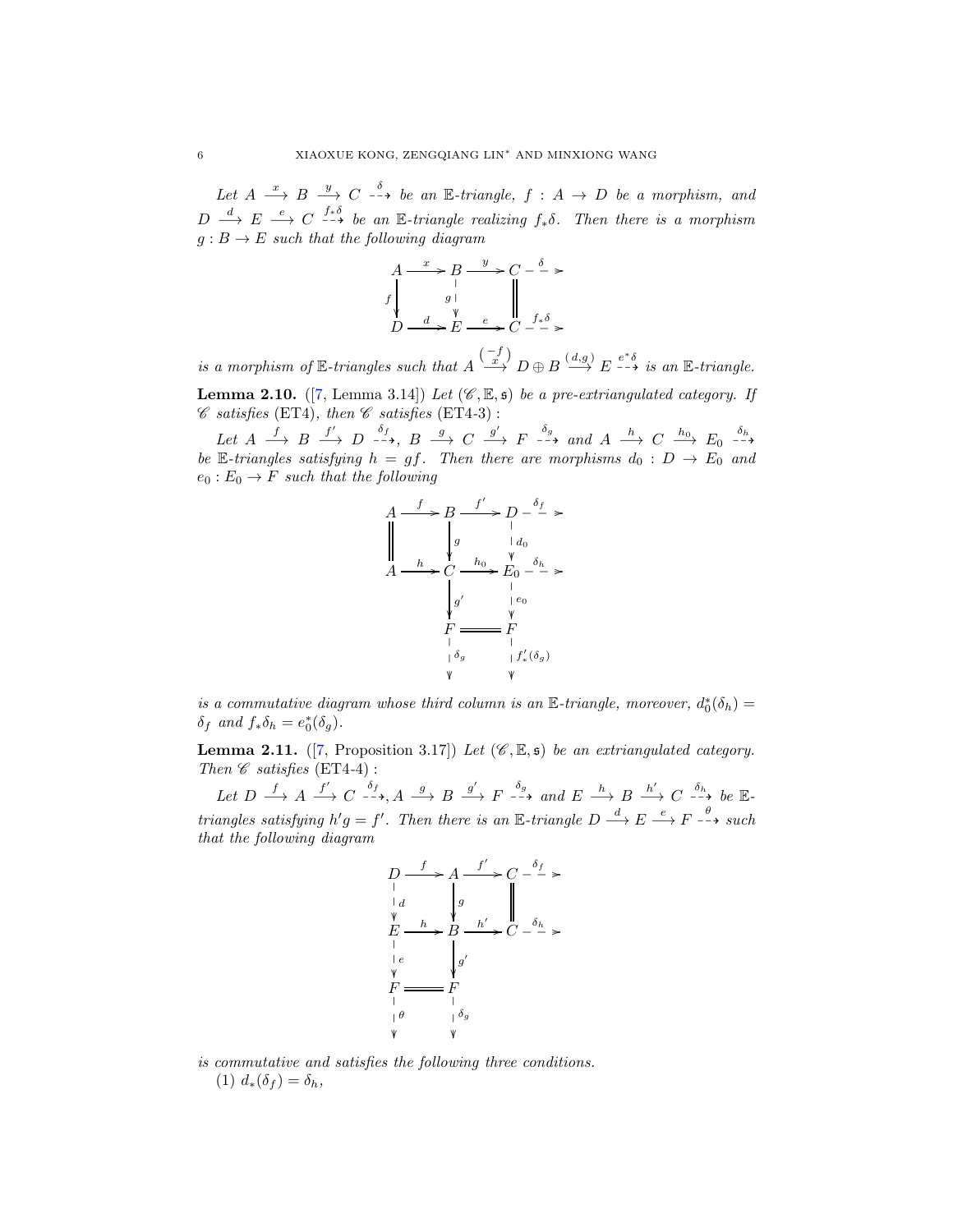*Let $A \xrightarrow{x} B \xrightarrow{y} C \overset{\delta}{\dashrightarrow}$ be an $\mathbb{E}$-triangle, $f : A \to D$ be a morphism, and $D \xrightarrow{d} E \xrightarrow{e} C \overset{f_*\delta}{\dashrightarrow}$ be an $\mathbb{E}$-triangle realizing $f_*\delta$. Then there is a morphism $g : B \to E$ such that the following diagram*

$$\begin{array}{ccccccc}
A & \xrightarrow{x} & B & \xrightarrow{y} & C & \overset{\delta}{\dashrightarrow} & \\
{\scriptstyle f}\downarrow & & \downarrow{\scriptstyle g} & & \| & & \\
D & \xrightarrow{d} & E & \xrightarrow{e} & C & \overset{f_*\delta}{\dashrightarrow} &
\end{array}$$

*is a morphism of $\mathbb{E}$-triangles such that $A \xrightarrow{\binom{-f}{x}} D \oplus B \xrightarrow{(d, g)} E \overset{e^*\delta}{\dashrightarrow}$ is an $\mathbb{E}$-triangle.*

**Lemma 2.10.** ([7, Lemma 3.14]) *Let $(\mathscr{C}, \mathbb{E}, \mathfrak{s})$ be a pre-extriangulated category. If $\mathscr{C}$ satisfies* (ET4)*, then $\mathscr{C}$ satisfies* (ET4-3) :

*Let $A \xrightarrow{f} B \xrightarrow{f'} D \overset{\delta_f}{\dashrightarrow}$, $B \xrightarrow{g} C \xrightarrow{g'} F \overset{\delta_g}{\dashrightarrow}$ and $A \xrightarrow{h} C \xrightarrow{h_0} E_0 \overset{\delta_h}{\dashrightarrow}$ be $\mathbb{E}$-triangles satisfying $h = gf$. Then there are morphisms $d_0 : D \to E_0$ and $e_0 : E_0 \to F$ such that the following*

$$\begin{array}{ccccccc}
A & \xrightarrow{f} & B & \xrightarrow{f'} & D & \overset{\delta_f}{\dashrightarrow} & \\
\| & & \downarrow{\scriptstyle g} & & \downarrow{\scriptstyle d_0} & & \\
A & \xrightarrow{h} & C & \xrightarrow{h_0} & E_0 & \overset{\delta_h}{\dashrightarrow} & \\
 & & \downarrow{\scriptstyle g'} & & \downarrow{\scriptstyle e_0} & & \\
 & & F & = & F & & \\
 & & \downarrow{\scriptstyle \delta_g} & & \downarrow{\scriptstyle f'_*(\delta_g)} & &
\end{array}$$

*is a commutative diagram whose third column is an $\mathbb{E}$-triangle, moreover, $d_0^*(\delta_h) = \delta_f$ and $f_*\delta_h = e_0^*(\delta_g)$.*

**Lemma 2.11.** ([7, Proposition 3.17]) *Let $(\mathscr{C}, \mathbb{E}, \mathfrak{s})$ be an extriangulated category. Then $\mathscr{C}$ satisfies* (ET4-4) :

*Let $D \xrightarrow{f} A \xrightarrow{f'} C \overset{\delta_f}{\dashrightarrow}$, $A \xrightarrow{g} B \xrightarrow{g'} F \overset{\delta_g}{\dashrightarrow}$ and $E \xrightarrow{h} B \xrightarrow{h'} C \overset{\delta_h}{\dashrightarrow}$ be $\mathbb{E}$-triangles satisfying $h'g = f'$. Then there is an $\mathbb{E}$-triangle $D \xrightarrow{d} E \xrightarrow{e} F \overset{\theta}{\dashrightarrow}$ such that the following diagram*

$$\begin{array}{ccccccc}
D & \xrightarrow{f} & A & \xrightarrow{f'} & C & \overset{\delta_f}{\dashrightarrow} & \\
\downarrow{\scriptstyle d} & & \downarrow{\scriptstyle g} & & \| & & \\
E & \xrightarrow{h} & B & \xrightarrow{h'} & C & \overset{\delta_h}{\dashrightarrow} & \\
\downarrow{\scriptstyle e} & & \downarrow{\scriptstyle g'} & & & & \\
F & = & F & & & & \\
\downarrow{\scriptstyle \theta} & & \downarrow{\scriptstyle \delta_g} & & & &
\end{array}$$

*is commutative and satisfies the following three conditions.*

(1) $d_*(\delta_f) = \delta_h$,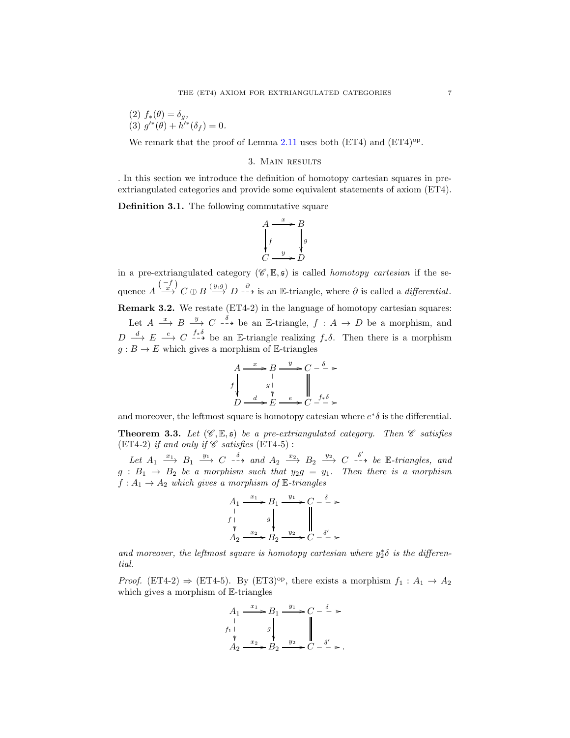(2) $f_*(\theta) = \delta_g$,

(3) $g'^*(\theta) + h'^*(\delta_f) = 0$.

We remark that the proof of Lemma 2.11 uses both (ET4) and (ET4)$^{\rm op}$.

## 3. Main results

. In this section we introduce the definition of homotopy cartesian squares in pre-extriangulated categories and provide some equivalent statements of axiom (ET4).

**Definition 3.1.** The following commutative square

$$\begin{array}{ccc} A & \xrightarrow{x} & B \\ {\scriptstyle f}\downarrow & & \downarrow{\scriptstyle g} \\ C & \xrightarrow{y} & D \end{array}$$

in a pre-extriangulated category $(\mathscr{C}, \mathbb{E}, \mathfrak{s})$ is called *homotopy cartesian* if the sequence $A \xrightarrow{\binom{-f}{x}} C \oplus B \xrightarrow{(y, g)} D \overset{\partial}{\dashrightarrow}$ is an $\mathbb{E}$-triangle, where $\partial$ is called a *differential*.

**Remark 3.2.** We restate (ET4-2) in the language of homotopy cartesian squares:

Let $A \xrightarrow{x} B \xrightarrow{y} C \overset{\delta}{\dashrightarrow}$ be an $\mathbb{E}$-triangle, $f : A \to D$ be a morphism, and $D \xrightarrow{d} E \xrightarrow{e} C \overset{f_*\delta}{\dashrightarrow}$ be an $\mathbb{E}$-triangle realizing $f_*\delta$. Then there is a morphism $g : B \to E$ which gives a morphism of $\mathbb{E}$-triangles

$$\begin{array}{ccccccc} A & \xrightarrow{x} & B & \xrightarrow{y} & C & \overset{\delta}{\dashrightarrow} & \\ {\scriptstyle f}\downarrow & & {\scriptstyle g}\downarrow & & \| & & \\ D & \xrightarrow{d} & E & \xrightarrow{e} & C & \overset{f_*\delta}{\dashrightarrow} & \end{array}$$

and moreover, the leftmost square is homotopy catesian where $e^*\delta$ is the differential.

**Theorem 3.3.** *Let $(\mathscr{C}, \mathbb{E}, \mathfrak{s})$ be a pre-extriangulated category. Then $\mathscr{C}$ satisfies* (ET4-2) *if and only if $\mathscr{C}$ satisfies* (ET4-5) *:*

*Let $A_1 \xrightarrow{x_1} B_1 \xrightarrow{y_1} C \overset{\delta}{\dashrightarrow}$ and $A_2 \xrightarrow{x_2} B_2 \xrightarrow{y_2} C \overset{\delta'}{\dashrightarrow}$ be $\mathbb{E}$-triangles, and $g : B_1 \to B_2$ be a morphism such that $y_2 g = y_1$. Then there is a morphism $f : A_1 \to A_2$ which gives a morphism of $\mathbb{E}$-triangles*

$$\begin{array}{ccccccc} A_1 & \xrightarrow{x_1} & B_1 & \xrightarrow{y_1} & C & \overset{\delta}{\dashrightarrow} & \\ {\scriptstyle f}\downarrow & & {\scriptstyle g}\downarrow & & \| & & \\ A_2 & \xrightarrow{x_2} & B_2 & \xrightarrow{y_2} & C & \overset{\delta'}{\dashrightarrow} & \end{array}$$

*and moreover, the leftmost square is homotopy cartesian where $y_2^*\delta$ is the differential.*

*Proof.* (ET4-2) $\Rightarrow$ (ET4-5). By (ET3)$^{\rm op}$, there exists a morphism $f_1 : A_1 \to A_2$ which gives a morphism of $\mathbb{E}$-triangles

$$\begin{array}{ccccccc} A_1 & \xrightarrow{x_1} & B_1 & \xrightarrow{y_1} & C & \overset{\delta}{\dashrightarrow} & \\ {\scriptstyle f_1}\downarrow & & {\scriptstyle g}\downarrow & & \| & & \\ A_2 & \xrightarrow{x_2} & B_2 & \xrightarrow{y_2} & C & \overset{\delta'}{\dashrightarrow} & . \end{array}$$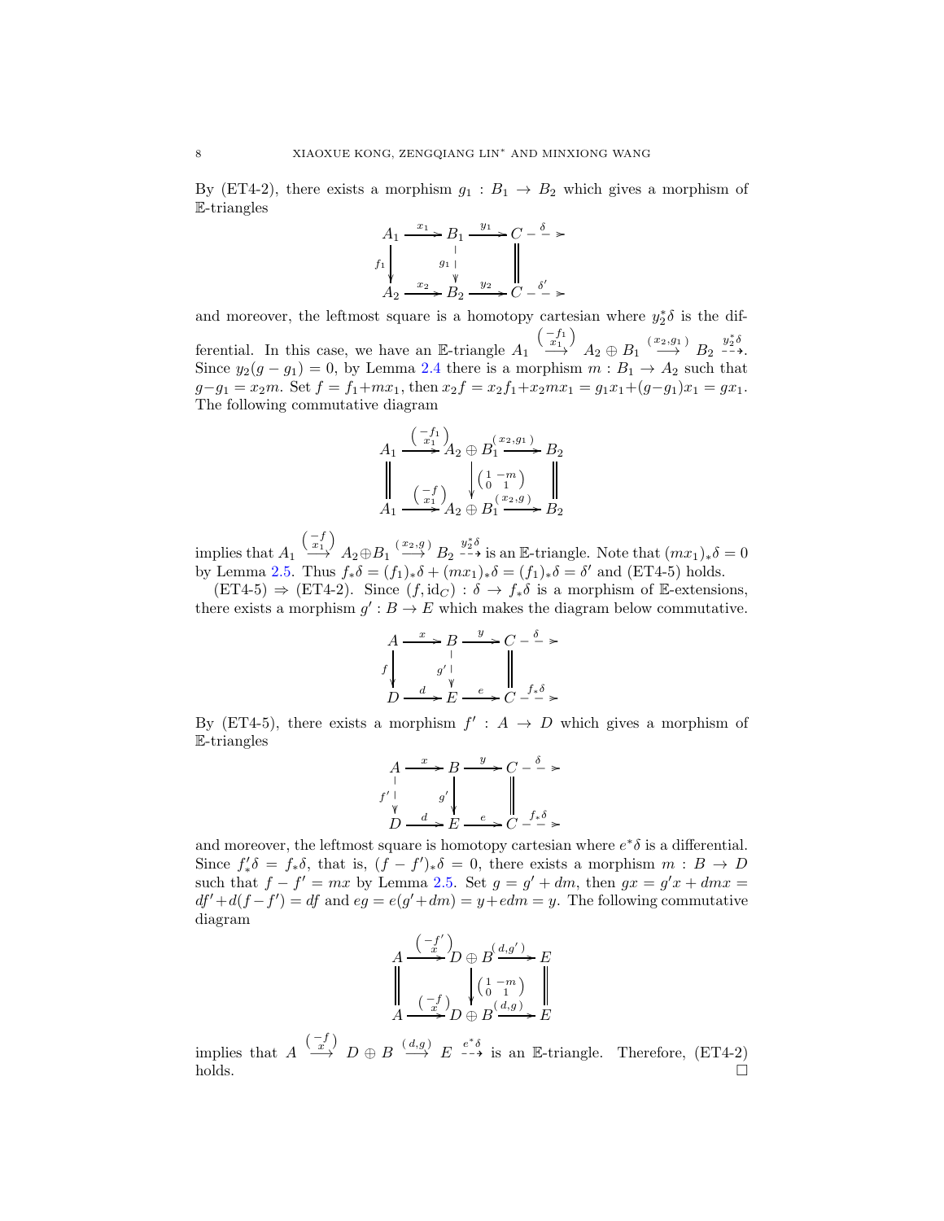By (ET4-2), there exists a morphism $g_1 : B_1 \to B_2$ which gives a morphism of $\mathbb{E}$-triangles

$$\begin{array}{ccccccc}
A_1 & \xrightarrow{x_1} & B_1 & \xrightarrow{y_1} & C & \overset{\delta}{\dashrightarrow} & \\
{\scriptstyle f_1}\downarrow & & {\scriptstyle g_1}\downarrow & & \| & & \\
A_2 & \xrightarrow{x_2} & B_2 & \xrightarrow{y_2} & C & \overset{\delta'}{\dashrightarrow} &
\end{array}$$

and moreover, the leftmost square is a homotopy cartesian where $y_2^*\delta$ is the differential. In this case, we have an $\mathbb{E}$-triangle $A_1 \xrightarrow{\left(\begin{smallmatrix} -f_1 \\ x_1 \end{smallmatrix}\right)} A_2 \oplus B_1 \xrightarrow{(x_2, g_1)} B_2 \overset{y_2^*\delta}{\dashrightarrow}$. Since $y_2(g - g_1) = 0$, by Lemma 2.4 there is a morphism $m : B_1 \to A_2$ such that $g - g_1 = x_2 m$. Set $f = f_1 + m x_1$, then $x_2 f = x_2 f_1 + x_2 m x_1 = g_1 x_1 + (g - g_1) x_1 = g x_1$. The following commutative diagram

$$\begin{array}{ccccc}
A_1 & \xrightarrow{\left(\begin{smallmatrix} -f_1 \\ x_1 \end{smallmatrix}\right)} & A_2 \oplus B_1 & \xrightarrow{(x_2, g_1)} & B_2 \\
\| & & \downarrow{\scriptstyle \left(\begin{smallmatrix} 1 & -m \\ 0 & 1 \end{smallmatrix}\right)} & & \| \\
A_1 & \xrightarrow{\left(\begin{smallmatrix} -f \\ x_1 \end{smallmatrix}\right)} & A_2 \oplus B_1 & \xrightarrow{(x_2, g)} & B_2
\end{array}$$

implies that $A_1 \xrightarrow{\left(\begin{smallmatrix} -f \\ x_1 \end{smallmatrix}\right)} A_2 \oplus B_1 \xrightarrow{(x_2, g)} B_2 \overset{y_2^*\delta}{\dashrightarrow}$ is an $\mathbb{E}$-triangle. Note that $(m x_1)_*\delta = 0$ by Lemma 2.5. Thus $f_*\delta = (f_1)_*\delta + (m x_1)_*\delta = (f_1)_*\delta = \delta'$ and (ET4-5) holds.

(ET4-5) $\Rightarrow$ (ET4-2). Since $(f, \mathrm{id}_C) : \delta \to f_*\delta$ is a morphism of $\mathbb{E}$-extensions, there exists a morphism $g' : B \to E$ which makes the diagram below commutative.

$$\begin{array}{ccccccc}
A & \xrightarrow{x} & B & \xrightarrow{y} & C & \overset{\delta}{\dashrightarrow} & \\
{\scriptstyle f}\downarrow & & {\scriptstyle g'}\downarrow & & \| & & \\
D & \xrightarrow{d} & E & \xrightarrow{e} & C & \overset{f_*\delta}{\dashrightarrow} &
\end{array}$$

By (ET4-5), there exists a morphism $f' : A \to D$ which gives a morphism of $\mathbb{E}$-triangles

$$\begin{array}{ccccccc}
A & \xrightarrow{x} & B & \xrightarrow{y} & C & \overset{\delta}{\dashrightarrow} & \\
{\scriptstyle f'}\downarrow & & {\scriptstyle g'}\downarrow & & \| & & \\
D & \xrightarrow{d} & E & \xrightarrow{e} & C & \overset{f_*\delta}{\dashrightarrow} &
\end{array}$$

and moreover, the leftmost square is homotopy cartesian where $e^*\delta$ is a differential. Since $f'_*\delta = f_*\delta$, that is, $(f - f')_*\delta = 0$, there exists a morphism $m : B \to D$ such that $f - f' = m x$ by Lemma 2.5. Set $g = g' + d m$, then $g x = g' x + d m x = d f' + d(f - f') = d f$ and $e g = e(g' + d m) = y + e d m = y$. The following commutative diagram

$$\begin{array}{ccccc}
A & \xrightarrow{\left(\begin{smallmatrix} -f' \\ x \end{smallmatrix}\right)} & D \oplus B & \xrightarrow{(d, g')} & E \\
\| & & \downarrow{\scriptstyle \left(\begin{smallmatrix} 1 & -m \\ 0 & 1 \end{smallmatrix}\right)} & & \| \\
A & \xrightarrow{\left(\begin{smallmatrix} -f \\ x \end{smallmatrix}\right)} & D \oplus B & \xrightarrow{(d, g)} & E
\end{array}$$

implies that $A \xrightarrow{\left(\begin{smallmatrix} -f \\ x \end{smallmatrix}\right)} D \oplus B \xrightarrow{(d, g)} E \overset{e^*\delta}{\dashrightarrow}$ is an $\mathbb{E}$-triangle. Therefore, (ET4-2) holds. $\square$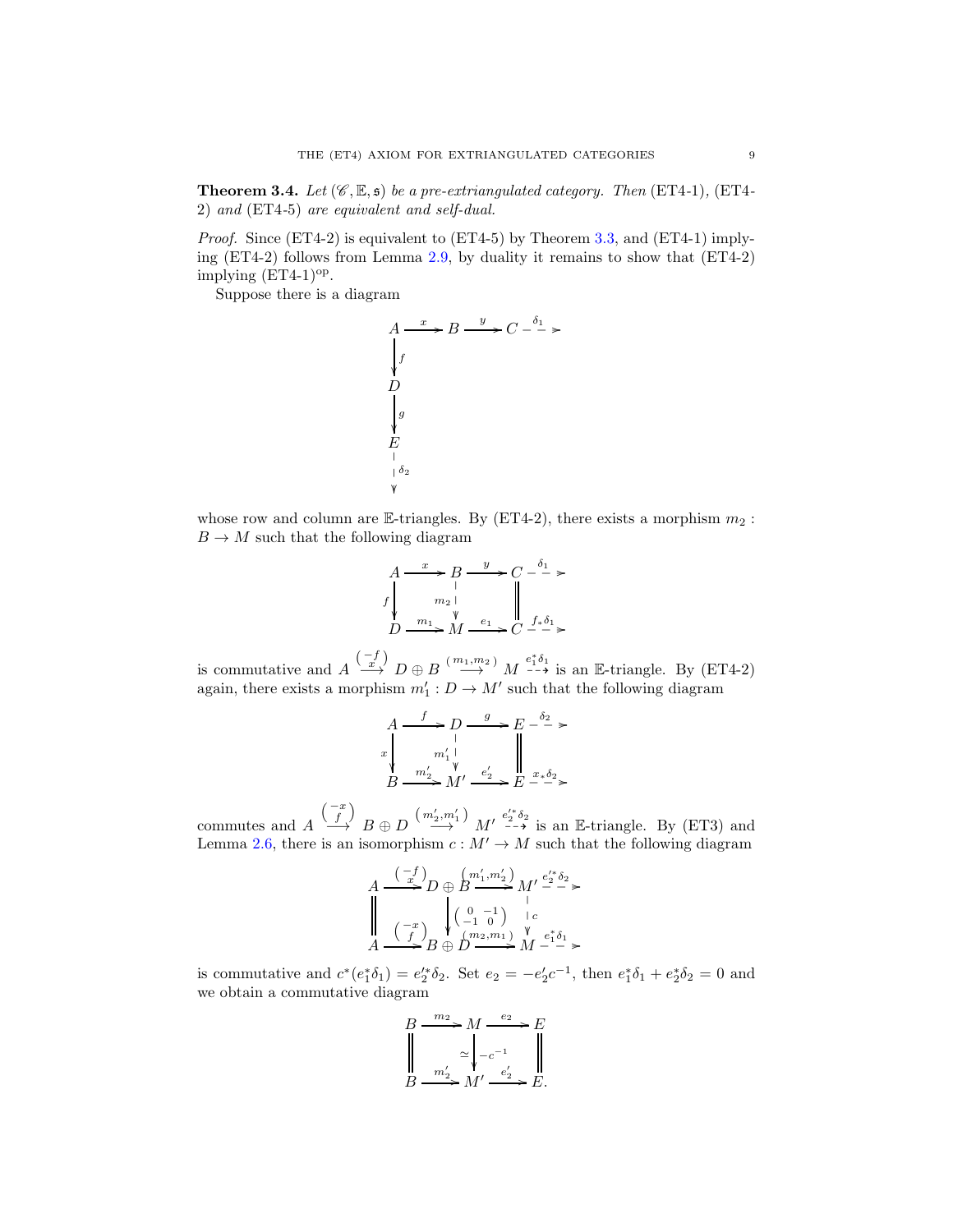**Theorem 3.4.** *Let $(\mathscr{C}, \mathbb{E}, \mathfrak{s})$ be a pre-extriangulated category. Then* (ET4-1), (ET4-2) *and* (ET4-5) *are equivalent and self-dual.*

*Proof.* Since (ET4-2) is equivalent to (ET4-5) by Theorem 3.3, and (ET4-1) implying (ET4-2) follows from Lemma 2.9, by duality it remains to show that (ET4-2) implying (ET4-1)$^{\mathrm{op}}$.

Suppose there is a diagram

$$\begin{array}{ccccccc}
A & \xrightarrow{x} & B & \xrightarrow{y} & C & \overset{\delta_1}{\dashrightarrow} & \\
\downarrow{\scriptstyle f} & & & & & & \\
D & & & & & & \\
\downarrow{\scriptstyle g} & & & & & & \\
E & & & & & & \\
\downarrow{\scriptstyle \delta_2} & & & & & &
\end{array}$$

whose row and column are $\mathbb{E}$-triangles. By (ET4-2), there exists a morphism $m_2 : B \to M$ such that the following diagram

$$\begin{array}{ccccccc}
A & \xrightarrow{x} & B & \xrightarrow{y} & C & \overset{\delta_1}{\dashrightarrow} & \\
{\scriptstyle f}\downarrow & & \downarrow{\scriptstyle m_2} & & \| & & \\
D & \xrightarrow{m_1} & M & \xrightarrow{e_1} & C & \overset{f_*\delta_1}{\dashrightarrow} &
\end{array}$$

is commutative and $A \xrightarrow{\binom{-f}{x}} D \oplus B \xrightarrow{(m_1, m_2)} M \overset{e_1^*\delta_1}{\dashrightarrow}$ is an $\mathbb{E}$-triangle. By (ET4-2) again, there exists a morphism $m_1' : D \to M'$ such that the following diagram

$$\begin{array}{ccccccc}
A & \xrightarrow{f} & D & \xrightarrow{g} & E & \overset{\delta_2}{\dashrightarrow} & \\
{\scriptstyle x}\downarrow & & \downarrow{\scriptstyle m_1'} & & \| & & \\
B & \xrightarrow{m_2'} & M' & \xrightarrow{e_2'} & E & \overset{x_*\delta_2}{\dashrightarrow} &
\end{array}$$

commutes and $A \xrightarrow{\binom{-x}{f}} B \oplus D \xrightarrow{(m_2', m_1')} M' \overset{e_2'^*\delta_2}{\dashrightarrow}$ is an $\mathbb{E}$-triangle. By (ET3) and Lemma 2.6, there is an isomorphism $c : M' \to M$ such that the following diagram

$$\begin{array}{ccccccc}
A & \xrightarrow{\binom{-f}{x}} & D \oplus B & \xrightarrow{(m_1', m_2')} & M' & \overset{e_2'^*\delta_2}{\dashrightarrow} & \\
\| & & \downarrow{\scriptstyle \begin{pmatrix} 0 & -1 \\ -1 & 0 \end{pmatrix}} & & \downarrow{\scriptstyle c} & & \\
A & \xrightarrow{\binom{-x}{f}} & B \oplus D & \xrightarrow{(m_2, m_1)} & M & \overset{e_1^*\delta_1}{\dashrightarrow} &
\end{array}$$

is commutative and $c^*(e_1^*\delta_1) = e_2'^*\delta_2$. Set $e_2 = -e_2'c^{-1}$, then $e_1^*\delta_1 + e_2^*\delta_2 = 0$ and we obtain a commutative diagram

$$\begin{array}{ccccc}
B & \xrightarrow{m_2} & M & \xrightarrow{e_2} & E \\
\| & & \simeq\downarrow{\scriptstyle -c^{-1}} & & \| \\
B & \xrightarrow{m_2'} & M' & \xrightarrow{e_2'} & E.
\end{array}$$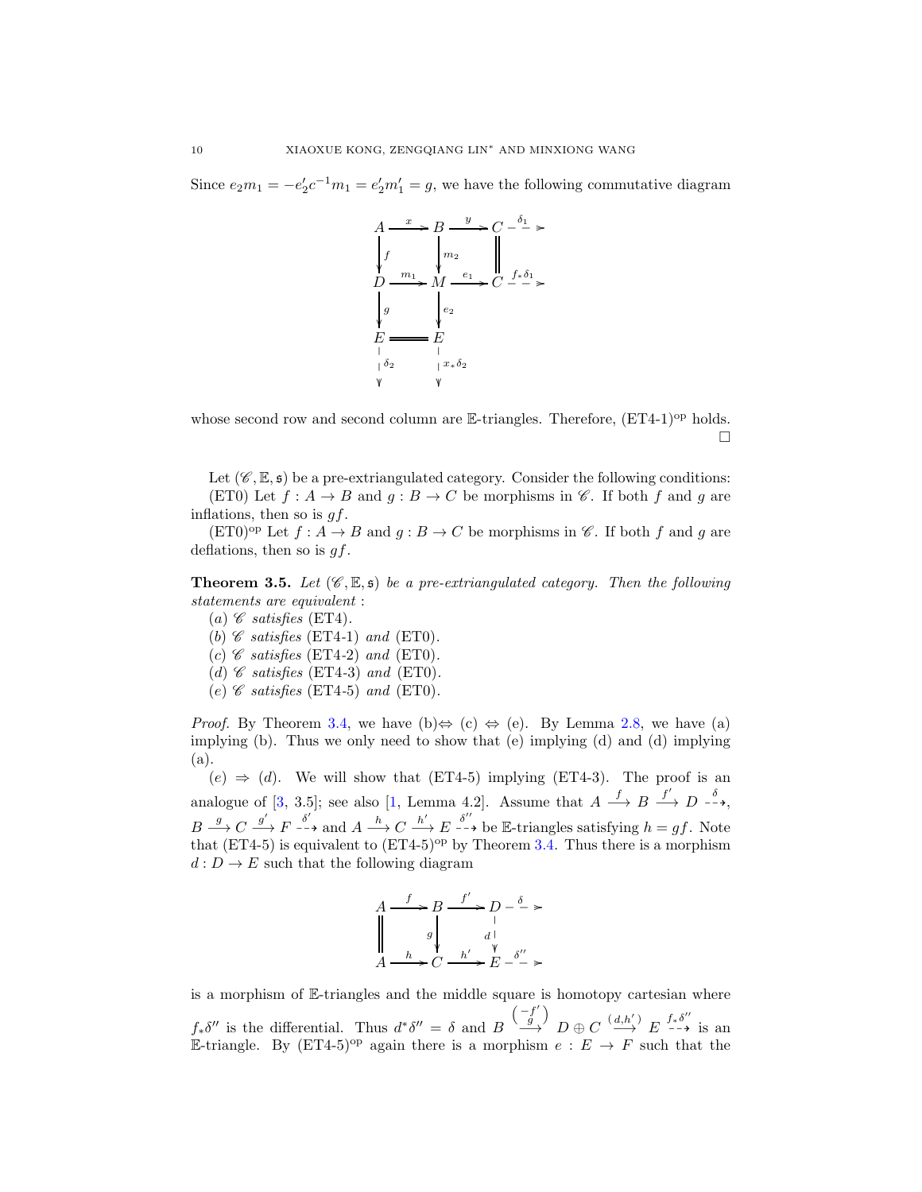Since $e_2m_1 = -e_2'c^{-1}m_1 = e_2'm_1' = g$, we have the following commutative diagram

$$\begin{array}{ccccccc}
A & \xrightarrow{x} & B & \xrightarrow{y} & C & \overset{\delta_1}{\dashrightarrow} & \\
\downarrow{\scriptstyle f} & & \downarrow{\scriptstyle m_2} & & \| & & \\
D & \xrightarrow{m_1} & M & \xrightarrow{e_1} & C & \overset{f_*\delta_1}{\dashrightarrow} & \\
\downarrow{\scriptstyle g} & & \downarrow{\scriptstyle e_2} & & & & \\
E & = & E & & & & \\
\downarrow{\scriptstyle \delta_2} & & \downarrow{\scriptstyle x_*\delta_2} & & & &
\end{array}$$

whose second row and second column are $\mathbb{E}$-triangles. Therefore, (ET4-1)$^{\text{op}}$ holds. □

Let $(\mathscr{C}, \mathbb{E}, \mathfrak{s})$ be a pre-extriangulated category. Consider the following conditions:

(ET0) Let $f : A \to B$ and $g : B \to C$ be morphisms in $\mathscr{C}$. If both $f$ and $g$ are inflations, then so is $gf$.

(ET0)$^{\text{op}}$ Let $f : A \to B$ and $g : B \to C$ be morphisms in $\mathscr{C}$. If both $f$ and $g$ are deflations, then so is $gf$.

**Theorem 3.5.** *Let $(\mathscr{C}, \mathbb{E}, \mathfrak{s})$ be a pre-extriangulated category. Then the following statements are equivalent :*

*(a) $\mathscr{C}$ satisfies* (ET4).

*(b) $\mathscr{C}$ satisfies* (ET4-1) *and* (ET0).

*(c) $\mathscr{C}$ satisfies* (ET4-2) *and* (ET0).

*(d) $\mathscr{C}$ satisfies* (ET4-3) *and* (ET0).

*(e) $\mathscr{C}$ satisfies* (ET4-5) *and* (ET0).

*Proof.* By Theorem 3.4, we have (b)⇔ (c) ⇔ (e). By Lemma 2.8, we have (a) implying (b). Thus we only need to show that (e) implying (d) and (d) implying (a).

$(e) \Rightarrow (d)$. We will show that (ET4-5) implying (ET4-3). The proof is an analogue of [3, 3.5]; see also [1, Lemma 4.2]. Assume that $A \xrightarrow{f} B \xrightarrow{f'} D \overset{\delta}{\dashrightarrow}$, $B \xrightarrow{g} C \xrightarrow{g'} F \overset{\delta'}{\dashrightarrow}$ and $A \xrightarrow{h} C \xrightarrow{h'} E \overset{\delta''}{\dashrightarrow}$ be $\mathbb{E}$-triangles satisfying $h = gf$. Note that (ET4-5) is equivalent to (ET4-5)$^{\text{op}}$ by Theorem 3.4. Thus there is a morphism $d : D \to E$ such that the following diagram

$$\begin{array}{ccccccc}
A & \xrightarrow{f} & B & \xrightarrow{f'} & D & \overset{\delta}{\dashrightarrow} & \\
\| & & \downarrow{\scriptstyle g} & & \downarrow{\scriptstyle d} & & \\
A & \xrightarrow{h} & C & \xrightarrow{h'} & E & \overset{\delta''}{\dashrightarrow} &
\end{array}$$

is a morphism of $\mathbb{E}$-triangles and the middle square is homotopy cartesian where $f_*\delta''$ is the differential. Thus $d^*\delta'' = \delta$ and $B \xrightarrow{\binom{-f'}{g}} D \oplus C \xrightarrow{(d, h')} E \overset{f_*\delta''}{\dashrightarrow}$ is an $\mathbb{E}$-triangle. By (ET4-5)$^{\text{op}}$ again there is a morphism $e : E \to F$ such that the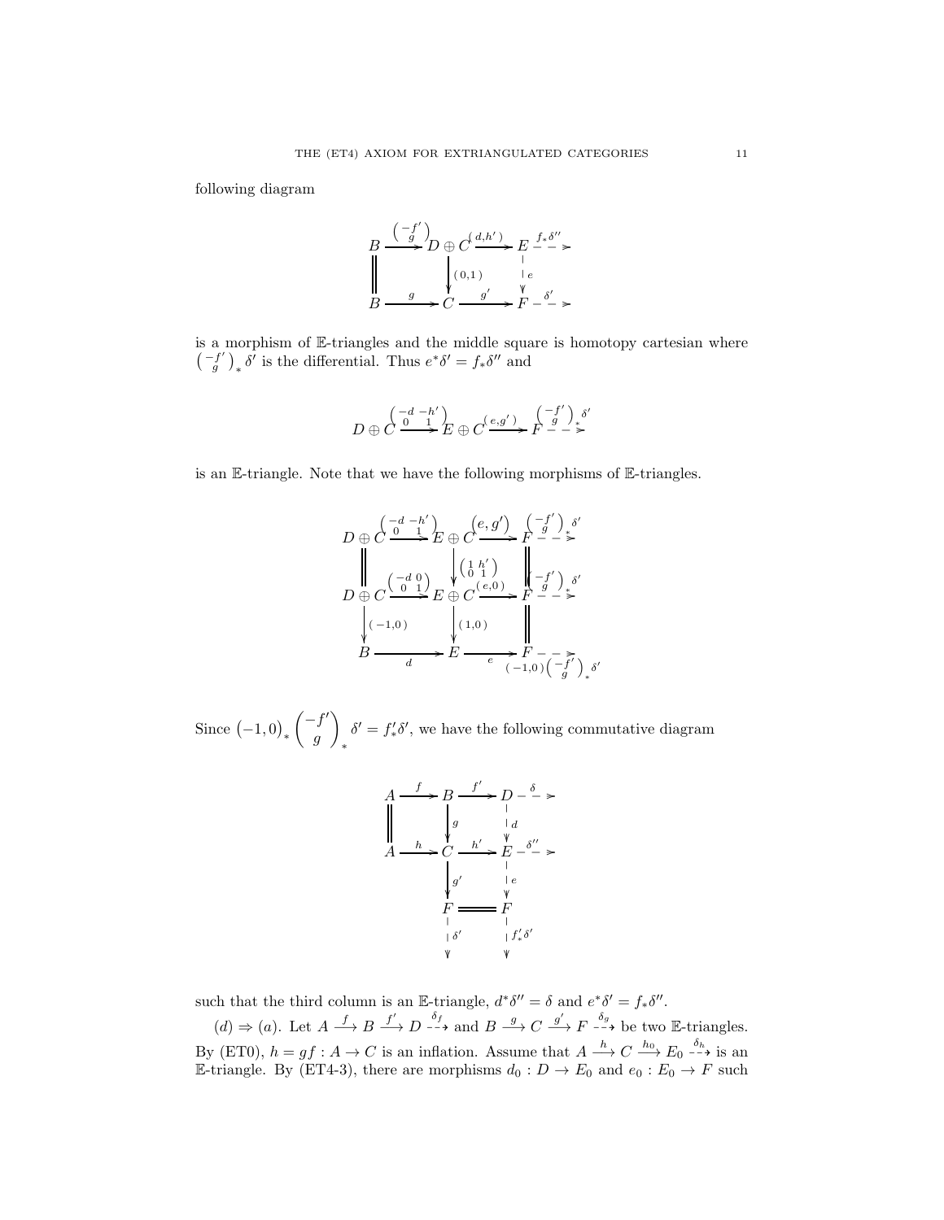following diagram

$$
\begin{array}{ccccccc}
B & \xrightarrow{\binom{-f'}{g}} & D\oplus C & \xrightarrow{(d,h')} & E & \overset{f_*\delta''}{\dashrightarrow} & \\
\| & & \Big\downarrow{\scriptstyle (0,1)} & & \Big\downarrow{\scriptstyle e} & & \\
B & \xrightarrow{g} & C & \xrightarrow{g'} & F & \overset{\delta'}{\dashrightarrow} &
\end{array}
$$

is a morphism of $\mathbb{E}$-triangles and the middle square is homotopy cartesian where $\binom{-f'}{g}_* \delta'$ is the differential. Thus $e^*\delta' = f_*\delta''$ and

$$
D\oplus C \xrightarrow{\begin{pmatrix} -d & -h' \\ 0 & 1\end{pmatrix}} E\oplus C \xrightarrow{(e,g')} F \overset{\binom{-f'}{g}_*\delta'}{\dashrightarrow}
$$

is an $\mathbb{E}$-triangle. Note that we have the following morphisms of $\mathbb{E}$-triangles.

$$
\begin{array}{ccccccc}
D\oplus C & \xrightarrow{\begin{pmatrix} -d & -h' \\ 0 & 1\end{pmatrix}} & E\oplus C & \xrightarrow{(e,g')} & F & \overset{\binom{-f'}{g}_*\delta'}{\dashrightarrow} & \\
\| & & \Big\downarrow{\scriptstyle \begin{pmatrix} 1 & h' \\ 0 & 1\end{pmatrix}} & & \| & & \\
D\oplus C & \xrightarrow{\begin{pmatrix} -d & 0 \\ 0 & 1\end{pmatrix}} & E\oplus C & \xrightarrow{(e,0)} & F & \overset{\binom{-f'}{g}_*\delta'}{\dashrightarrow} & \\
\Big\downarrow{\scriptstyle (-1,0)} & & \Big\downarrow{\scriptstyle (1,0)} & & \| & & \\
B & \xrightarrow{d} & E & \xrightarrow{e} & F & \overset{(-1,0)\binom{-f'}{g}_*\delta'}{\dashrightarrow} &
\end{array}
$$

Since $(-1,0)_* \begin{pmatrix} -f' \\ g \end{pmatrix}_* \delta' = f'_*\delta'$, we have the following commutative diagram

$$
\begin{array}{ccccccc}
A & \xrightarrow{f} & B & \xrightarrow{f'} & D & \overset{\delta}{\dashrightarrow} & \\
\| & & \Big\downarrow{\scriptstyle g} & & \Big\downarrow{\scriptstyle d} & & \\
A & \xrightarrow{h} & C & \xrightarrow{h'} & E & \overset{\delta''}{\dashrightarrow} & \\
 & & \Big\downarrow{\scriptstyle g'} & & \Big\downarrow{\scriptstyle e} & & \\
 & & F & = & F & & \\
 & & \Big\downarrow{\scriptstyle \delta'} & & \Big\downarrow{\scriptstyle f'_*\delta'} & &
\end{array}
$$

such that the third column is an $\mathbb{E}$-triangle, $d^*\delta'' = \delta$ and $e^*\delta' = f_*\delta''$.

$(d) \Rightarrow (a)$. Let $A \xrightarrow{f} B \xrightarrow{f'} D \overset{\delta_f}{\dashrightarrow}$ and $B \xrightarrow{g} C \xrightarrow{g'} F \overset{\delta_g}{\dashrightarrow}$ be two $\mathbb{E}$-triangles. By (ET0), $h = gf : A \to C$ is an inflation. Assume that $A \xrightarrow{h} C \xrightarrow{h_0} E_0 \overset{\delta_h}{\dashrightarrow}$ is an $\mathbb{E}$-triangle. By (ET4-3), there are morphisms $d_0 : D \to E_0$ and $e_0 : E_0 \to F$ such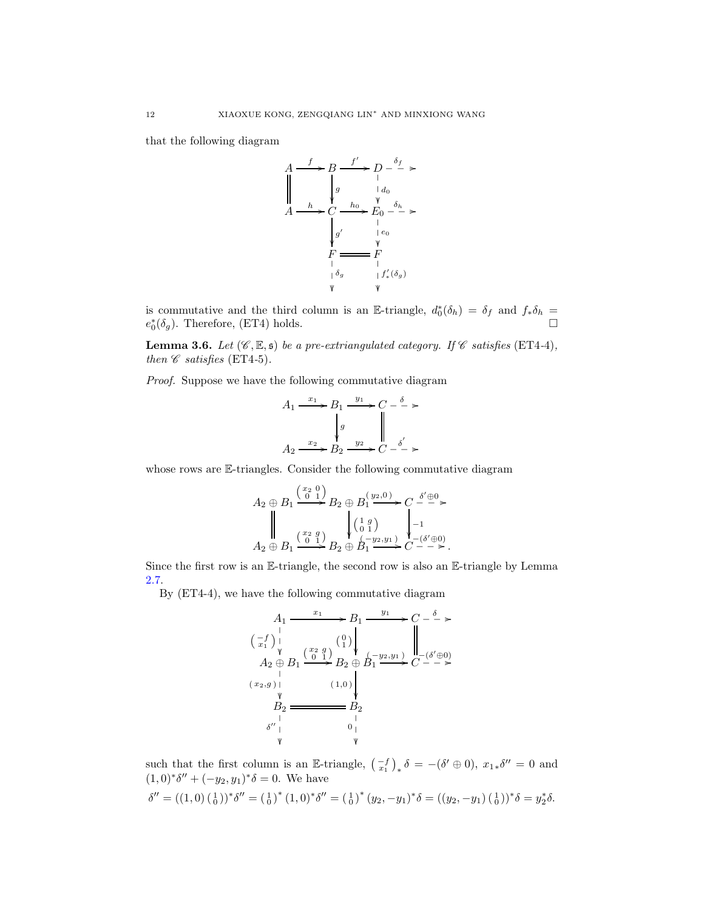that the following diagram

$$
\begin{array}{ccccccc}
A & \xrightarrow{f} & B & \xrightarrow{f'} & D & \overset{\delta_f}{\dashrightarrow} & \\
\| & & \downarrow{\scriptstyle g} & & \downarrow{\scriptstyle d_0} & & \\
A & \xrightarrow{h} & C & \xrightarrow{h_0} & E_0 & \overset{\delta_h}{\dashrightarrow} & \\
& & \downarrow{\scriptstyle g'} & & \downarrow{\scriptstyle e_0} & & \\
& & F & = & F & & \\
& & \downarrow{\scriptstyle \delta_g} & & \downarrow{\scriptstyle f'_*(\delta_g)} & &
\end{array}
$$

is commutative and the third column is an $\mathbb{E}$-triangle, $d_0^*(\delta_h) = \delta_f$ and $f_*\delta_h = e_0^*(\delta_g)$. Therefore, (ET4) holds. $\square$

**Lemma 3.6.** *Let $(\mathscr{C}, \mathbb{E}, \mathfrak{s})$ be a pre-extriangulated category. If $\mathscr{C}$ satisfies* (ET4-4)*, then $\mathscr{C}$ satisfies* (ET4-5)*.*

*Proof.* Suppose we have the following commutative diagram

$$
\begin{array}{ccccccc}
A_1 & \xrightarrow{x_1} & B_1 & \xrightarrow{y_1} & C & \overset{\delta}{\dashrightarrow} & \\
& & \downarrow{\scriptstyle g} & & \| & & \\
A_2 & \xrightarrow{x_2} & B_2 & \xrightarrow{y_2} & C & \overset{\delta'}{\dashrightarrow} &
\end{array}
$$

whose rows are $\mathbb{E}$-triangles. Consider the following commutative diagram

$$
\begin{array}{ccccccc}
A_2 \oplus B_1 & \xrightarrow{\left(\begin{smallmatrix} x_2 & 0 \\ 0 & 1 \end{smallmatrix}\right)} & B_2 \oplus B_1 & \xrightarrow{(y_2, 0)} & C & \overset{\delta' \oplus 0}{\dashrightarrow} & \\
\| & & \downarrow{\scriptstyle \left(\begin{smallmatrix} 1 & g \\ 0 & 1 \end{smallmatrix}\right)} & & \downarrow{\scriptstyle -1} & & \\
A_2 \oplus B_1 & \xrightarrow{\left(\begin{smallmatrix} x_2 & g \\ 0 & 1 \end{smallmatrix}\right)} & B_2 \oplus B_1 & \xrightarrow{(-y_2, y_1)} & C & \overset{-(\delta' \oplus 0)}{\dashrightarrow} & .
\end{array}
$$

Since the first row is an $\mathbb{E}$-triangle, the second row is also an $\mathbb{E}$-triangle by Lemma 2.7.

By (ET4-4), we have the following commutative diagram

$$
\begin{array}{ccccccc}
A_1 & \xrightarrow{x_1} & B_1 & \xrightarrow{y_1} & C & \overset{\delta}{\dashrightarrow} & \\
\downarrow{\scriptstyle \left(\begin{smallmatrix} -f \\ x_1 \end{smallmatrix}\right)} & & \downarrow{\scriptstyle \left(\begin{smallmatrix} 0 \\ 1 \end{smallmatrix}\right)} & & \| & & \\
A_2 \oplus B_1 & \xrightarrow{\left(\begin{smallmatrix} x_2 & g \\ 0 & 1 \end{smallmatrix}\right)} & B_2 \oplus B_1 & \xrightarrow{(-y_2, y_1)} & C & \overset{-(\delta' \oplus 0)}{\dashrightarrow} & \\
\downarrow{\scriptstyle (x_2, g)} & & \downarrow{\scriptstyle (1,0)} & & & & \\
B_2 & = & B_2 & & & & \\
\downarrow{\scriptstyle \delta''} & & \downarrow{\scriptstyle 0} & & & &
\end{array}
$$

such that the first column is an $\mathbb{E}$-triangle, $\left(\begin{smallmatrix} -f \\ x_1 \end{smallmatrix}\right)_* \delta = -(\delta' \oplus 0)$, $x_{1*}\delta'' = 0$ and $(1,0)^*\delta'' + (-y_2, y_1)^*\delta = 0$. We have

$$
\delta'' = ((1,0)\left(\begin{smallmatrix} 1 \\ 0 \end{smallmatrix}\right))^*\delta'' = \left(\begin{smallmatrix} 1 \\ 0 \end{smallmatrix}\right)^*(1,0)^*\delta'' = \left(\begin{smallmatrix} 1 \\ 0 \end{smallmatrix}\right)^*(y_2, -y_1)^*\delta = ((y_2, -y_1)\left(\begin{smallmatrix} 1 \\ 0 \end{smallmatrix}\right))^*\delta = y_2^*\delta.
$$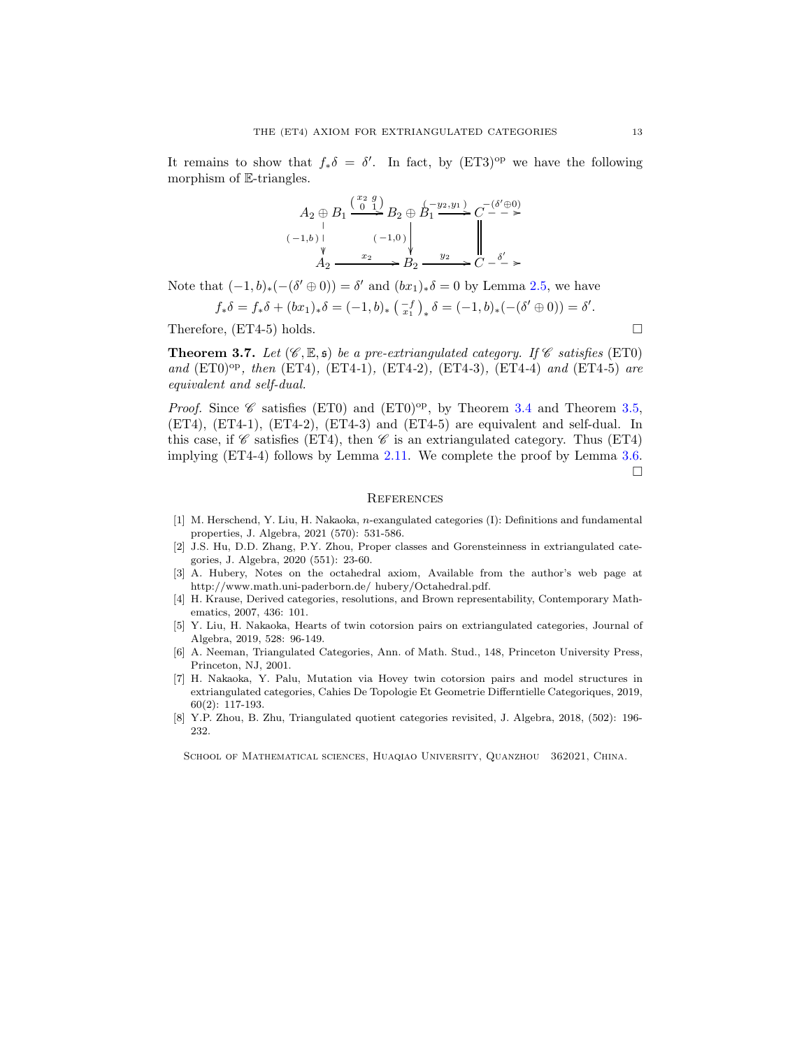It remains to show that $f_*\delta = \delta'$. In fact, by (ET3)$^{\rm op}$ we have the following morphism of $\mathbb{E}$-triangles.

$$\begin{array}{ccccccc}
A_2 \oplus B_1 & \xrightarrow{\left(\begin{smallmatrix} x_2 & g \\ 0 & 1 \end{smallmatrix}\right)} & B_2 \oplus B_1 & \xrightarrow{(-y_2, y_1)} & C & \overset{-(\delta' \oplus 0)}{\dashrightarrow} & \\
{\scriptstyle (-1,b)} \downarrow & & \downarrow {\scriptstyle (-1,0)} & & \| & & \\
A_2 & \xrightarrow{x_2} & B_2 & \xrightarrow{y_2} & C & \overset{\delta'}{\dashrightarrow} &
\end{array}$$

Note that $(-1,b)_*(-(\delta' \oplus 0)) = \delta'$ and $(bx_1)_*\delta = 0$ by Lemma 2.5, we have

$$f_*\delta = f_*\delta + (bx_1)_*\delta = (-1,b)_* \left(\begin{smallmatrix} -f \\ x_1 \end{smallmatrix}\right)_* \delta = (-1,b)_*(-(\delta' \oplus 0)) = \delta'.$$

Therefore, (ET4-5) holds. $\square$

**Theorem 3.7.** *Let $(\mathscr{C}, \mathbb{E}, \mathfrak{s})$ be a pre-extriangulated category. If $\mathscr{C}$ satisfies* (ET0) *and* (ET0)$^{\rm op}$*, then* (ET4)*,* (ET4-1)*,* (ET4-2)*,* (ET4-3)*,* (ET4-4) *and* (ET4-5) *are equivalent and self-dual.*

*Proof.* Since $\mathscr{C}$ satisfies (ET0) and (ET0)$^{\rm op}$, by Theorem 3.4 and Theorem 3.5, (ET4), (ET4-1), (ET4-2), (ET4-3) and (ET4-5) are equivalent and self-dual. In this case, if $\mathscr{C}$ satisfies (ET4), then $\mathscr{C}$ is an extriangulated category. Thus (ET4) implying (ET4-4) follows by Lemma 2.11. We complete the proof by Lemma 3.6. $\square$

## References

[1] M. Herschend, Y. Liu, H. Nakaoka, $n$-exangulated categories (I): Definitions and fundamental properties, J. Algebra, 2021 (570): 531-586.

[2] J.S. Hu, D.D. Zhang, P.Y. Zhou, Proper classes and Gorensteinness in extriangulated categories, J. Algebra, 2020 (551): 23-60.

[3] A. Hubery, Notes on the octahedral axiom, Available from the author's web page at http://www.math.uni-paderborn.de/ hubery/Octahedral.pdf.

[4] H. Krause, Derived categories, resolutions, and Brown representability, Contemporary Mathematics, 2007, 436: 101.

[5] Y. Liu, H. Nakaoka, Hearts of twin cotorsion pairs on extriangulated categories, Journal of Algebra, 2019, 528: 96-149.

[6] A. Neeman, Triangulated Categories, Ann. of Math. Stud., 148, Princeton University Press, Princeton, NJ, 2001.

[7] H. Nakaoka, Y. Palu, Mutation via Hovey twin cotorsion pairs and model structures in extriangulated categories, Cahies De Topologie Et Geometrie Differntielle Categoriques, 2019, 60(2): 117-193.

[8] Y.P. Zhou, B. Zhu, Triangulated quotient categories revisited, J. Algebra, 2018, (502): 196-232.

School of Mathematical sciences, Huaqiao University, Quanzhou 362021, China.